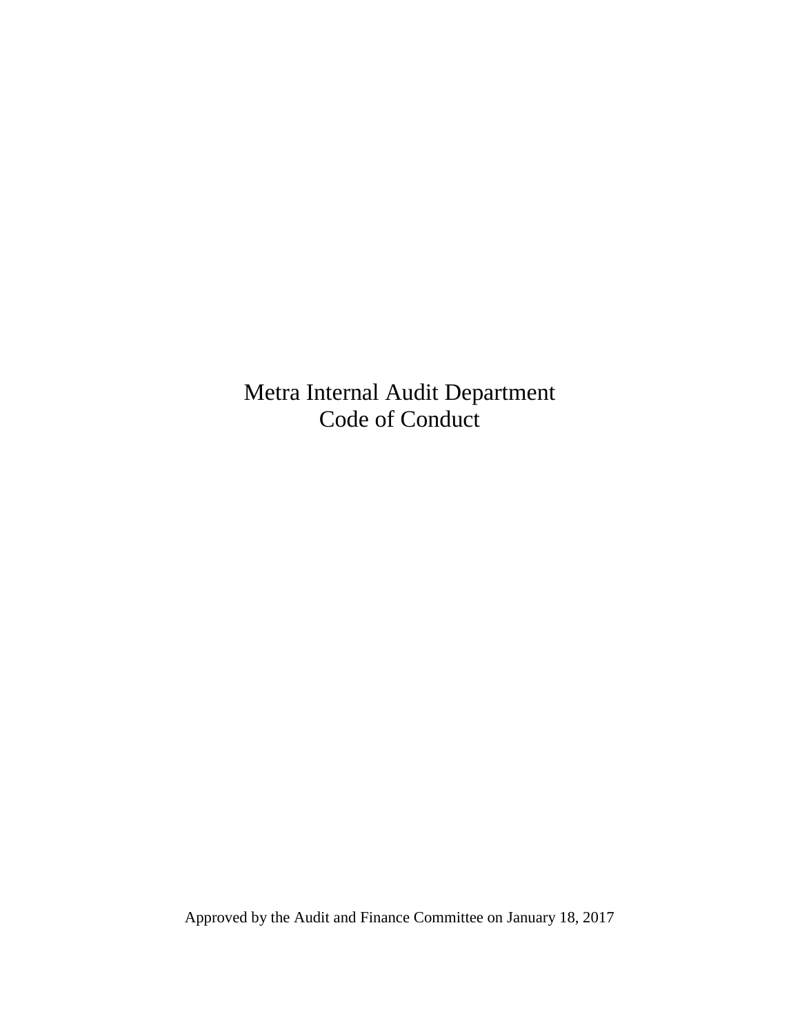# Metra Internal Audit Department
# Code of Conduct

Approved by the Audit and Finance Committee on January 18, 2017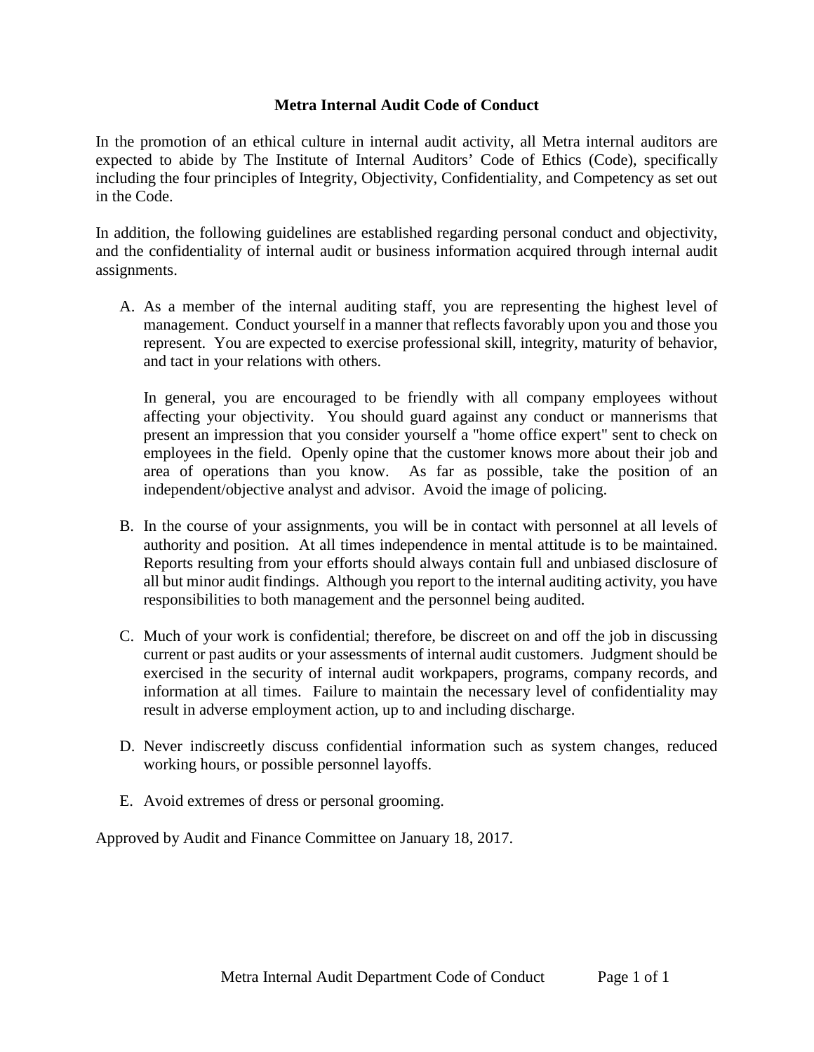# Metra Internal Audit Code of Conduct

In the promotion of an ethical culture in internal audit activity, all Metra internal auditors are expected to abide by The Institute of Internal Auditors' Code of Ethics (Code), specifically including the four principles of Integrity, Objectivity, Confidentiality, and Competency as set out in the Code.

In addition, the following guidelines are established regarding personal conduct and objectivity, and the confidentiality of internal audit or business information acquired through internal audit assignments.

A. As a member of the internal auditing staff, you are representing the highest level of management. Conduct yourself in a manner that reflects favorably upon you and those you represent. You are expected to exercise professional skill, integrity, maturity of behavior, and tact in your relations with others.

   In general, you are encouraged to be friendly with all company employees without affecting your objectivity. You should guard against any conduct or mannerisms that present an impression that you consider yourself a "home office expert" sent to check on employees in the field. Openly opine that the customer knows more about their job and area of operations than you know. As far as possible, take the position of an independent/objective analyst and advisor. Avoid the image of policing.

B. In the course of your assignments, you will be in contact with personnel at all levels of authority and position. At all times independence in mental attitude is to be maintained. Reports resulting from your efforts should always contain full and unbiased disclosure of all but minor audit findings. Although you report to the internal auditing activity, you have responsibilities to both management and the personnel being audited.

C. Much of your work is confidential; therefore, be discreet on and off the job in discussing current or past audits or your assessments of internal audit customers. Judgment should be exercised in the security of internal audit workpapers, programs, company records, and information at all times. Failure to maintain the necessary level of confidentiality may result in adverse employment action, up to and including discharge.

D. Never indiscreetly discuss confidential information such as system changes, reduced working hours, or possible personnel layoffs.

E. Avoid extremes of dress or personal grooming.

Approved by Audit and Finance Committee on January 18, 2017.